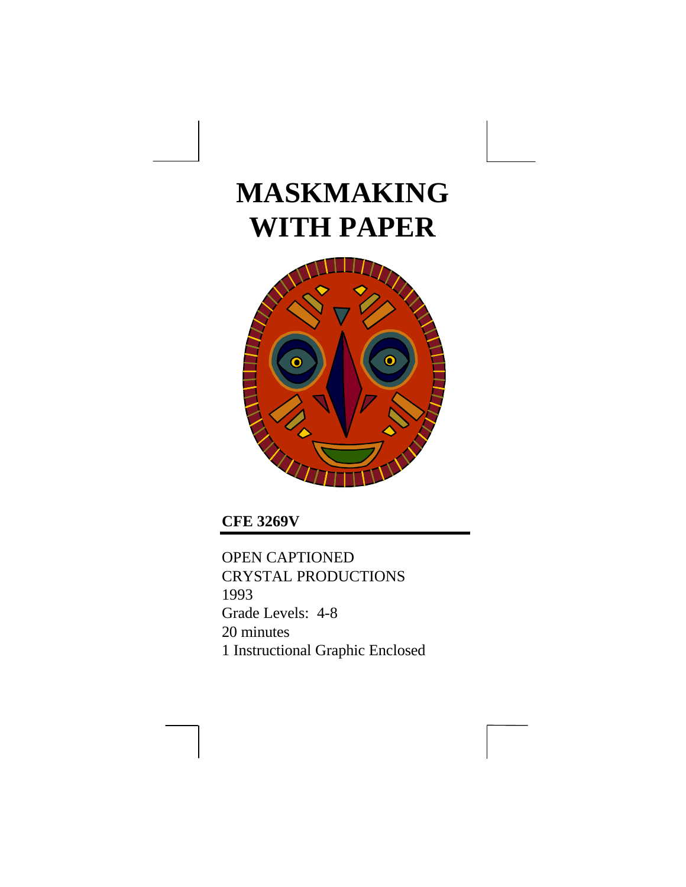# MASKMAKING WITH PAPER

**CFE 3269V**

OPEN CAPTIONED
CRYSTAL PRODUCTIONS
1993
Grade Levels: 4-8
20 minutes
1 Instructional Graphic Enclosed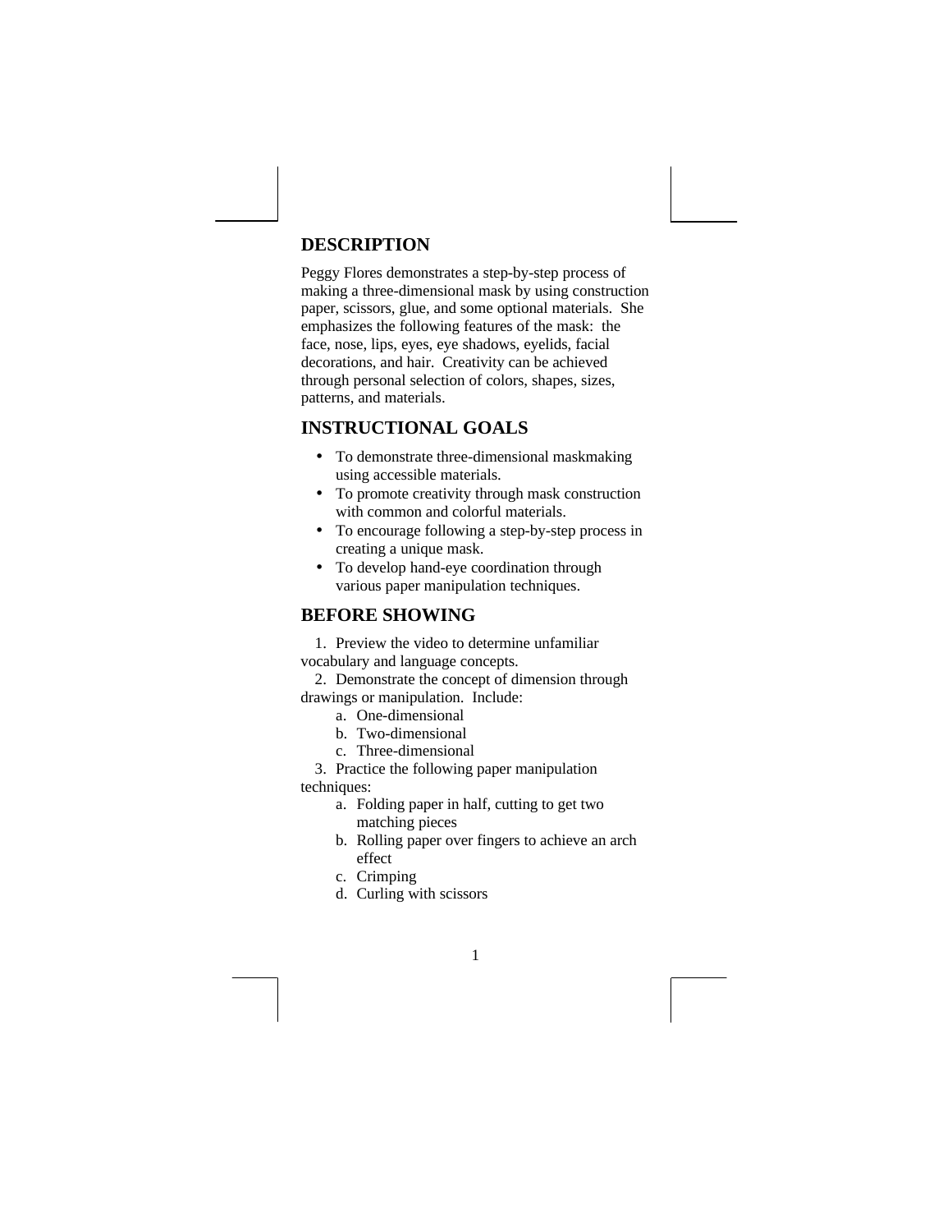## DESCRIPTION

Peggy Flores demonstrates a step-by-step process of making a three-dimensional mask by using construction paper, scissors, glue, and some optional materials. She emphasizes the following features of the mask: the face, nose, lips, eyes, eye shadows, eyelids, facial decorations, and hair. Creativity can be achieved through personal selection of colors, shapes, sizes, patterns, and materials.

## INSTRUCTIONAL GOALS

- To demonstrate three-dimensional maskmaking using accessible materials.
- To promote creativity through mask construction with common and colorful materials.
- To encourage following a step-by-step process in creating a unique mask.
- To develop hand-eye coordination through various paper manipulation techniques.

## BEFORE SHOWING

1. Preview the video to determine unfamiliar vocabulary and language concepts.
2. Demonstrate the concept of dimension through drawings or manipulation. Include:
   a. One-dimensional
   b. Two-dimensional
   c. Three-dimensional
3. Practice the following paper manipulation techniques:
   a. Folding paper in half, cutting to get two matching pieces
   b. Rolling paper over fingers to achieve an arch effect
   c. Crimping
   d. Curling with scissors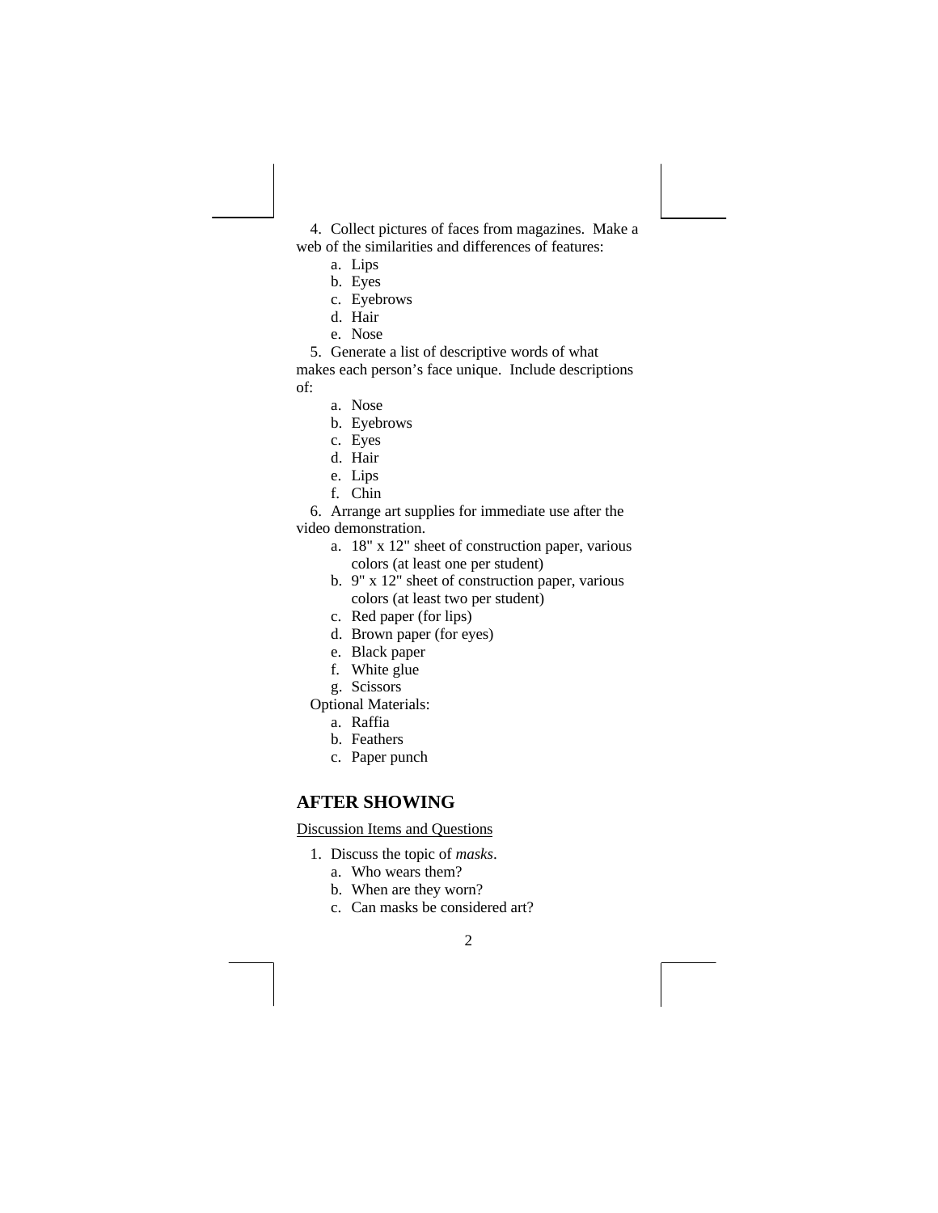4. Collect pictures of faces from magazines. Make a web of the similarities and differences of features:
   a. Lips
   b. Eyes
   c. Eyebrows
   d. Hair
   e. Nose
5. Generate a list of descriptive words of what makes each person's face unique. Include descriptions of:
   a. Nose
   b. Eyebrows
   c. Eyes
   d. Hair
   e. Lips
   f. Chin
6. Arrange art supplies for immediate use after the video demonstration.
   a. 18" x 12" sheet of construction paper, various colors (at least one per student)
   b. 9" x 12" sheet of construction paper, various colors (at least two per student)
   c. Red paper (for lips)
   d. Brown paper (for eyes)
   e. Black paper
   f. White glue
   g. Scissors

   Optional Materials:
   a. Raffia
   b. Feathers
   c. Paper punch

## AFTER SHOWING

<u>Discussion Items and Questions</u>

1. Discuss the topic of *masks*.
   a. Who wears them?
   b. When are they worn?
   c. Can masks be considered art?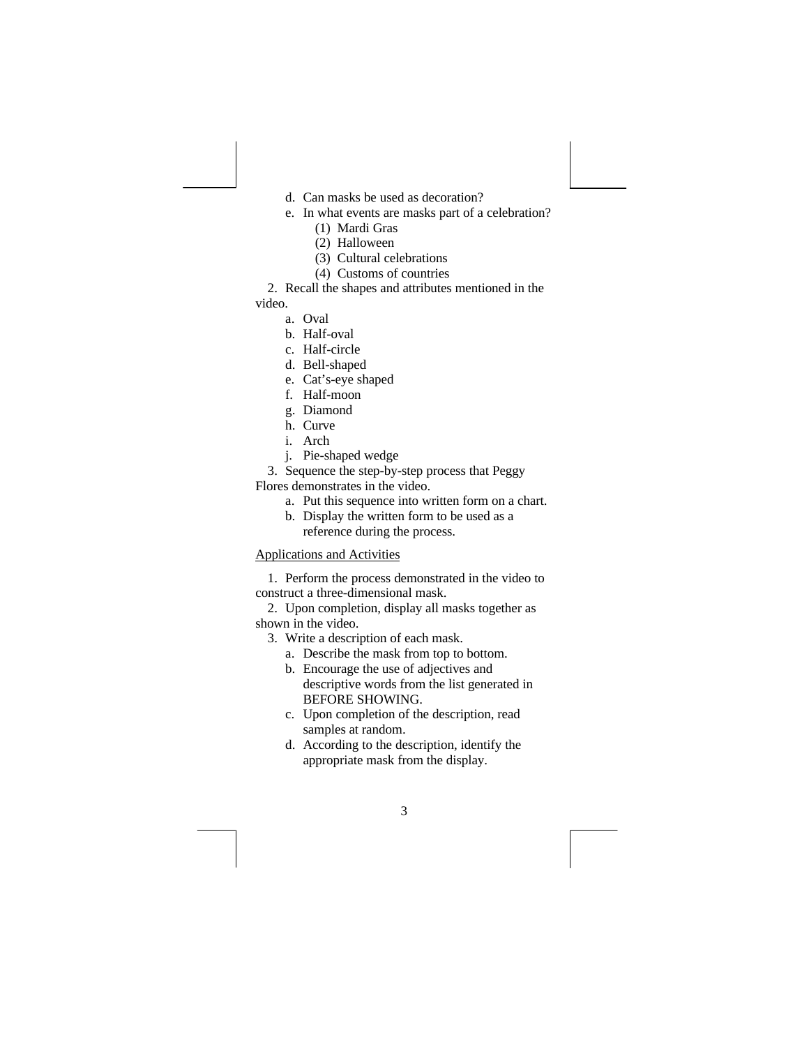d. Can masks be used as decoration?
   e. In what events are masks part of a celebration?
      (1) Mardi Gras
      (2) Halloween
      (3) Cultural celebrations
      (4) Customs of countries

2. Recall the shapes and attributes mentioned in the video.
   a. Oval
   b. Half-oval
   c. Half-circle
   d. Bell-shaped
   e. Cat's-eye shaped
   f. Half-moon
   g. Diamond
   h. Curve
   i. Arch
   j. Pie-shaped wedge

3. Sequence the step-by-step process that Peggy Flores demonstrates in the video.
   a. Put this sequence into written form on a chart.
   b. Display the written form to be used as a reference during the process.

<u>Applications and Activities</u>

1. Perform the process demonstrated in the video to construct a three-dimensional mask.

2. Upon completion, display all masks together as shown in the video.

3. Write a description of each mask.
   a. Describe the mask from top to bottom.
   b. Encourage the use of adjectives and descriptive words from the list generated in BEFORE SHOWING.
   c. Upon completion of the description, read samples at random.
   d. According to the description, identify the appropriate mask from the display.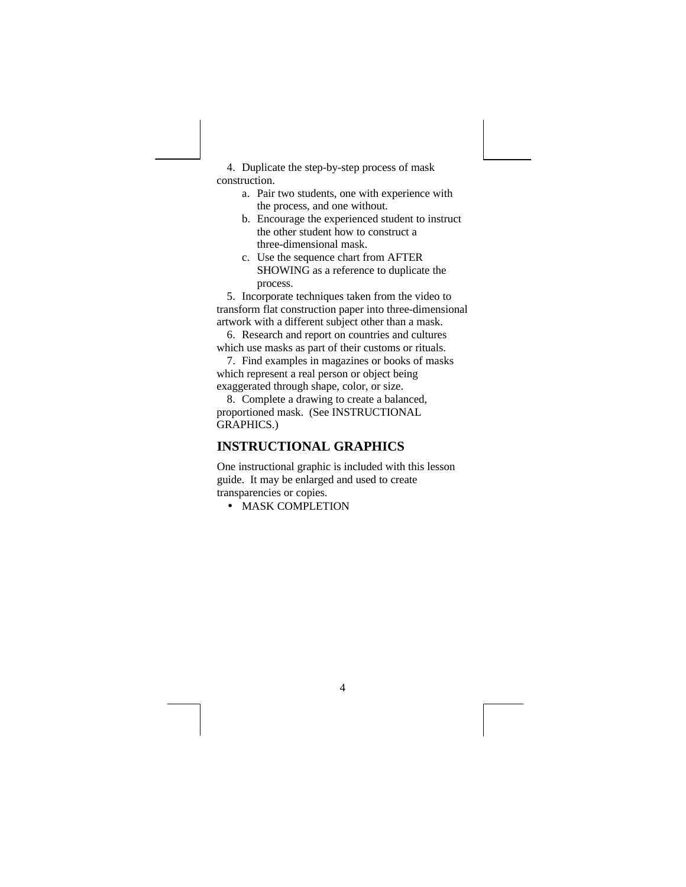4. Duplicate the step-by-step process of mask construction.
    a. Pair two students, one with experience with the process, and one without.
    b. Encourage the experienced student to instruct the other student how to construct a three-dimensional mask.
    c. Use the sequence chart from AFTER SHOWING as a reference to duplicate the process.

5. Incorporate techniques taken from the video to transform flat construction paper into three-dimensional artwork with a different subject other than a mask.

6. Research and report on countries and cultures which use masks as part of their customs or rituals.

7. Find examples in magazines or books of masks which represent a real person or object being exaggerated through shape, color, or size.

8. Complete a drawing to create a balanced, proportioned mask. (See INSTRUCTIONAL GRAPHICS.)

## INSTRUCTIONAL GRAPHICS

One instructional graphic is included with this lesson guide. It may be enlarged and used to create transparencies or copies.

- MASK COMPLETION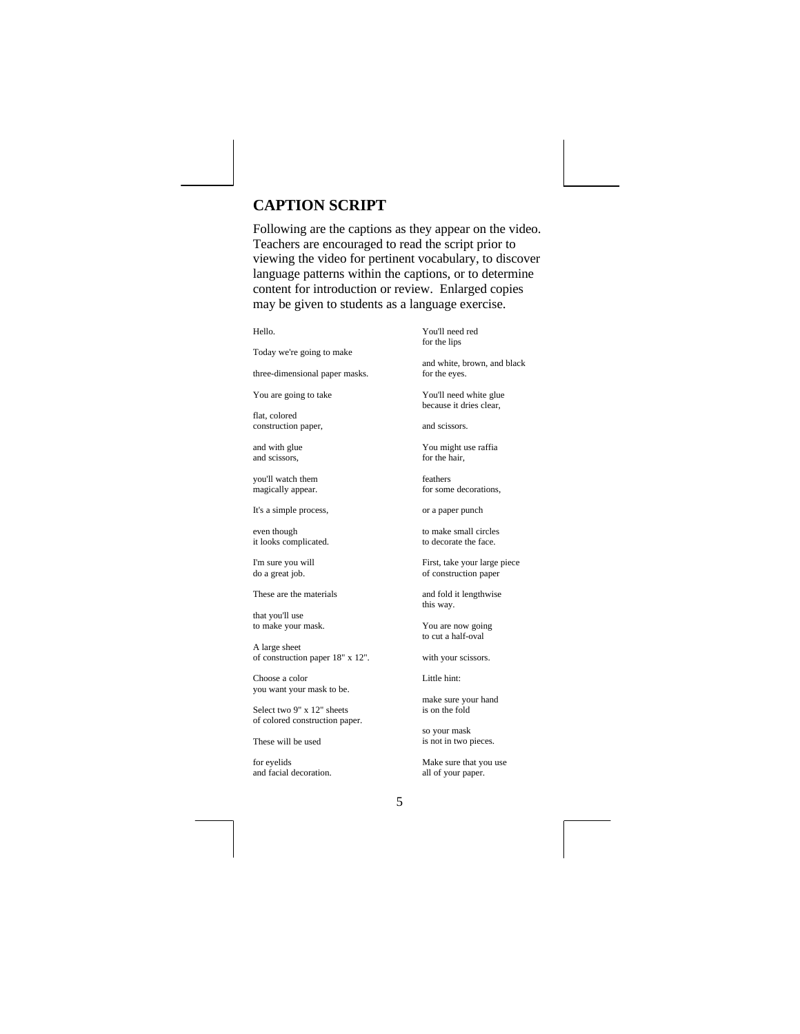## CAPTION SCRIPT

Following are the captions as they appear on the video. Teachers are encouraged to read the script prior to viewing the video for pertinent vocabulary, to discover language patterns within the captions, or to determine content for introduction or review. Enlarged copies may be given to students as a language exercise.

Hello.

Today we're going to make

three-dimensional paper masks.

You are going to take

flat, colored
construction paper,

and with glue
and scissors,

you'll watch them
magically appear.

It's a simple process,

even though
it looks complicated.

I'm sure you will
do a great job.

These are the materials

that you'll use
to make your mask.

A large sheet
of construction paper 18" x 12".

Choose a color
you want your mask to be.

Select two 9" x 12" sheets
of colored construction paper.

These will be used

for eyelids
and facial decoration.

You'll need red
for the lips

and white, brown, and black
for the eyes.

You'll need white glue
because it dries clear,

and scissors.

You might use raffia
for the hair,

feathers
for some decorations,

or a paper punch

to make small circles
to decorate the face.

First, take your large piece
of construction paper

and fold it lengthwise
this way.

You are now going
to cut a half-oval

with your scissors.

Little hint:

make sure your hand
is on the fold

so your mask
is not in two pieces.

Make sure that you use
all of your paper.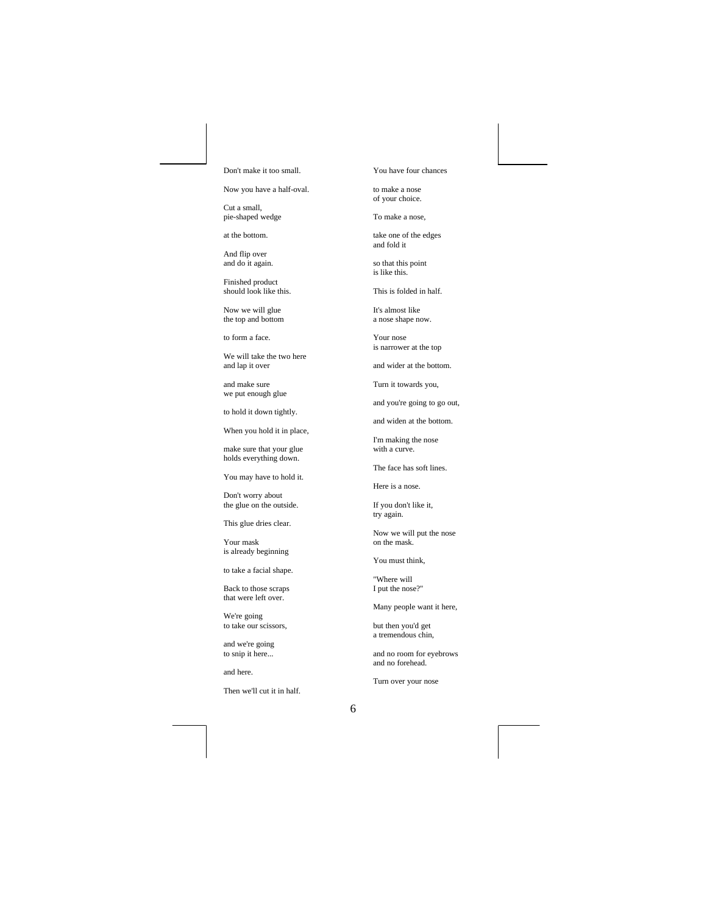Don't make it too small.

Now you have a half-oval.

Cut a small,
pie-shaped wedge

at the bottom.

And flip over
and do it again.

Finished product
should look like this.

Now we will glue
the top and bottom

to form a face.

We will take the two here
and lap it over

and make sure
we put enough glue

to hold it down tightly.

When you hold it in place,

make sure that your glue
holds everything down.

You may have to hold it.

Don't worry about
the glue on the outside.

This glue dries clear.

Your mask
is already beginning

to take a facial shape.

Back to those scraps
that were left over.

We're going
to take our scissors,

and we're going
to snip it here...

and here.

Then we'll cut it in half.

You have four chances

to make a nose
of your choice.

To make a nose,

take one of the edges
and fold it

so that this point
is like this.

This is folded in half.

It's almost like
a nose shape now.

Your nose
is narrower at the top

and wider at the bottom.

Turn it towards you,

and you're going to go out,

and widen at the bottom.

I'm making the nose
with a curve.

The face has soft lines.

Here is a nose.

If you don't like it,
try again.

Now we will put the nose
on the mask.

You must think,

"Where will
I put the nose?"

Many people want it here,

but then you'd get
a tremendous chin,

and no room for eyebrows
and no forehead.

Turn over your nose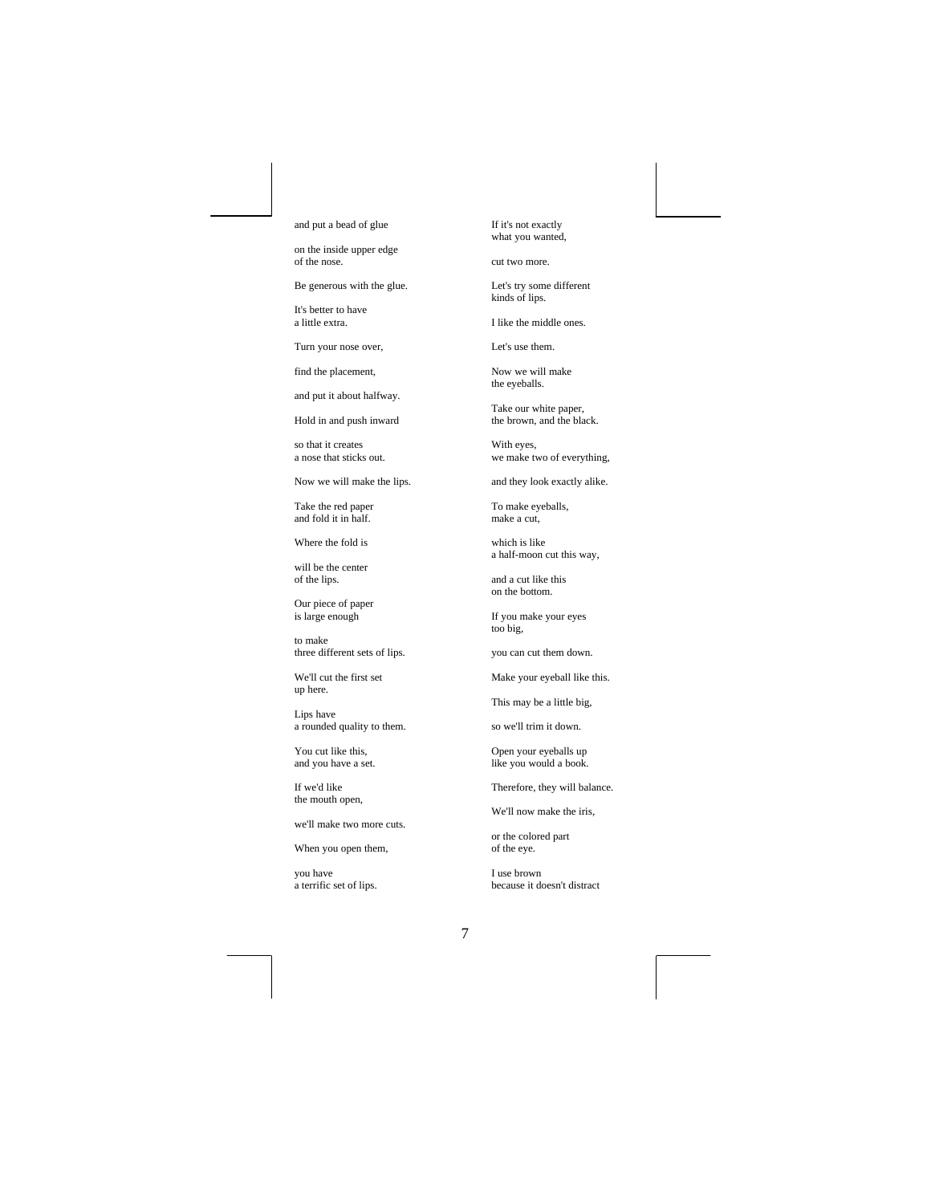and put a bead of glue

on the inside upper edge
of the nose.

Be generous with the glue.

It's better to have
a little extra.

Turn your nose over,

find the placement,

and put it about halfway.

Hold in and push inward

so that it creates
a nose that sticks out.

Now we will make the lips.

Take the red paper
and fold it in half.

Where the fold is

will be the center
of the lips.

Our piece of paper
is large enough

to make
three different sets of lips.

We'll cut the first set
up here.

Lips have
a rounded quality to them.

You cut like this,
and you have a set.

If we'd like
the mouth open,

we'll make two more cuts.

When you open them,

you have
a terrific set of lips.

If it's not exactly
what you wanted,

cut two more.

Let's try some different
kinds of lips.

I like the middle ones.

Let's use them.

Now we will make
the eyeballs.

Take our white paper,
the brown, and the black.

With eyes,
we make two of everything,

and they look exactly alike.

To make eyeballs,
make a cut,

which is like
a half-moon cut this way,

and a cut like this
on the bottom.

If you make your eyes
too big,

you can cut them down.

Make your eyeball like this.

This may be a little big,

so we'll trim it down.

Open your eyeballs up
like you would a book.

Therefore, they will balance.

We'll now make the iris,

or the colored part
of the eye.

I use brown
because it doesn't distract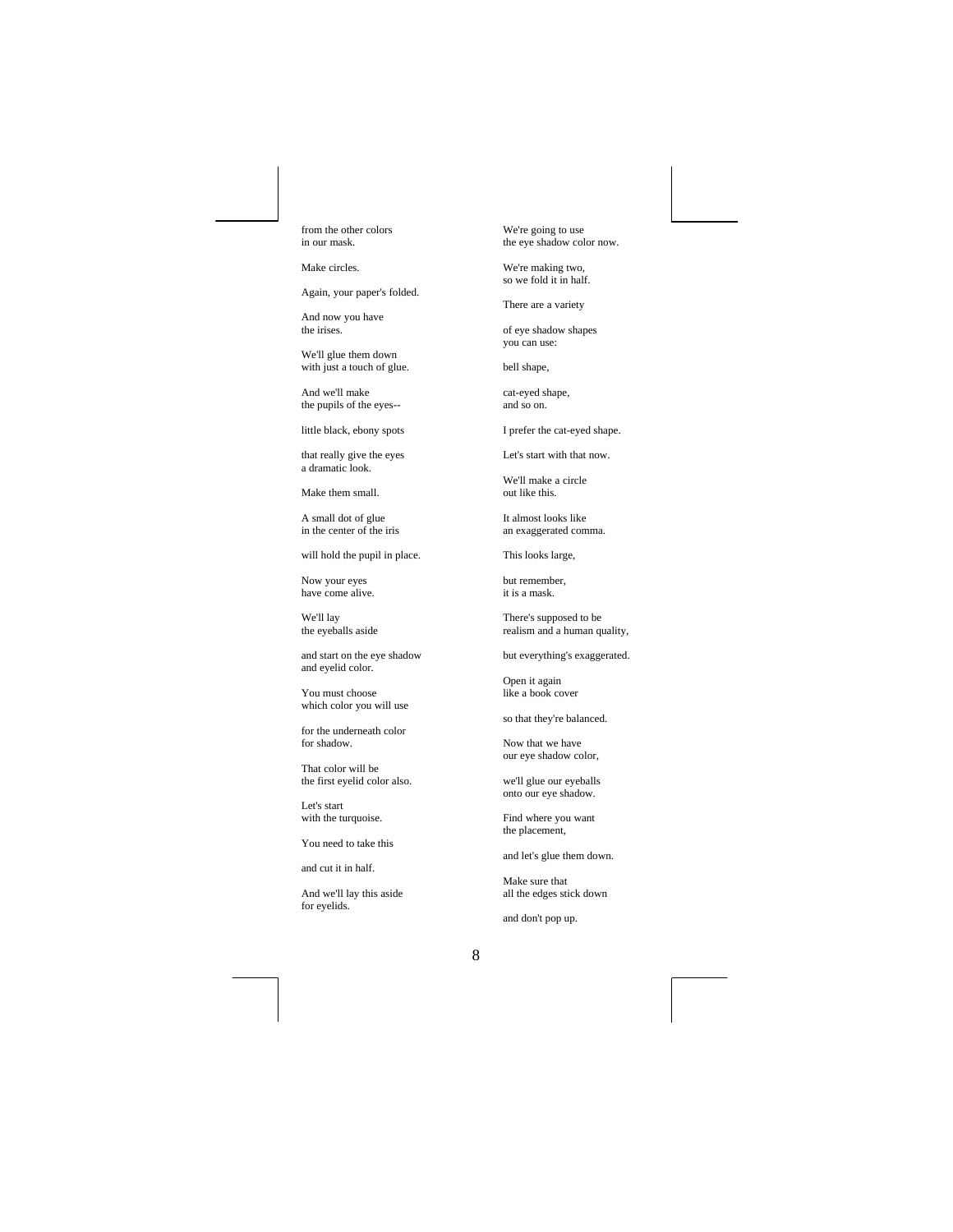from the other colors
in our mask.

Make circles.

Again, your paper's folded.

And now you have
the irises.

We'll glue them down
with just a touch of glue.

And we'll make
the pupils of the eyes--

little black, ebony spots

that really give the eyes
a dramatic look.

Make them small.

A small dot of glue
in the center of the iris

will hold the pupil in place.

Now your eyes
have come alive.

We'll lay
the eyeballs aside

and start on the eye shadow
and eyelid color.

You must choose
which color you will use

for the underneath color
for shadow.

That color will be
the first eyelid color also.

Let's start
with the turquoise.

You need to take this

and cut it in half.

And we'll lay this aside
for eyelids.

We're going to use
the eye shadow color now.

We're making two,
so we fold it in half.

There are a variety

of eye shadow shapes
you can use:

bell shape,

cat-eyed shape,
and so on.

I prefer the cat-eyed shape.

Let's start with that now.

We'll make a circle
out like this.

It almost looks like
an exaggerated comma.

This looks large,

but remember,
it is a mask.

There's supposed to be
realism and a human quality,

but everything's exaggerated.

Open it again
like a book cover

so that they're balanced.

Now that we have
our eye shadow color,

we'll glue our eyeballs
onto our eye shadow.

Find where you want
the placement,

and let's glue them down.

Make sure that
all the edges stick down

and don't pop up.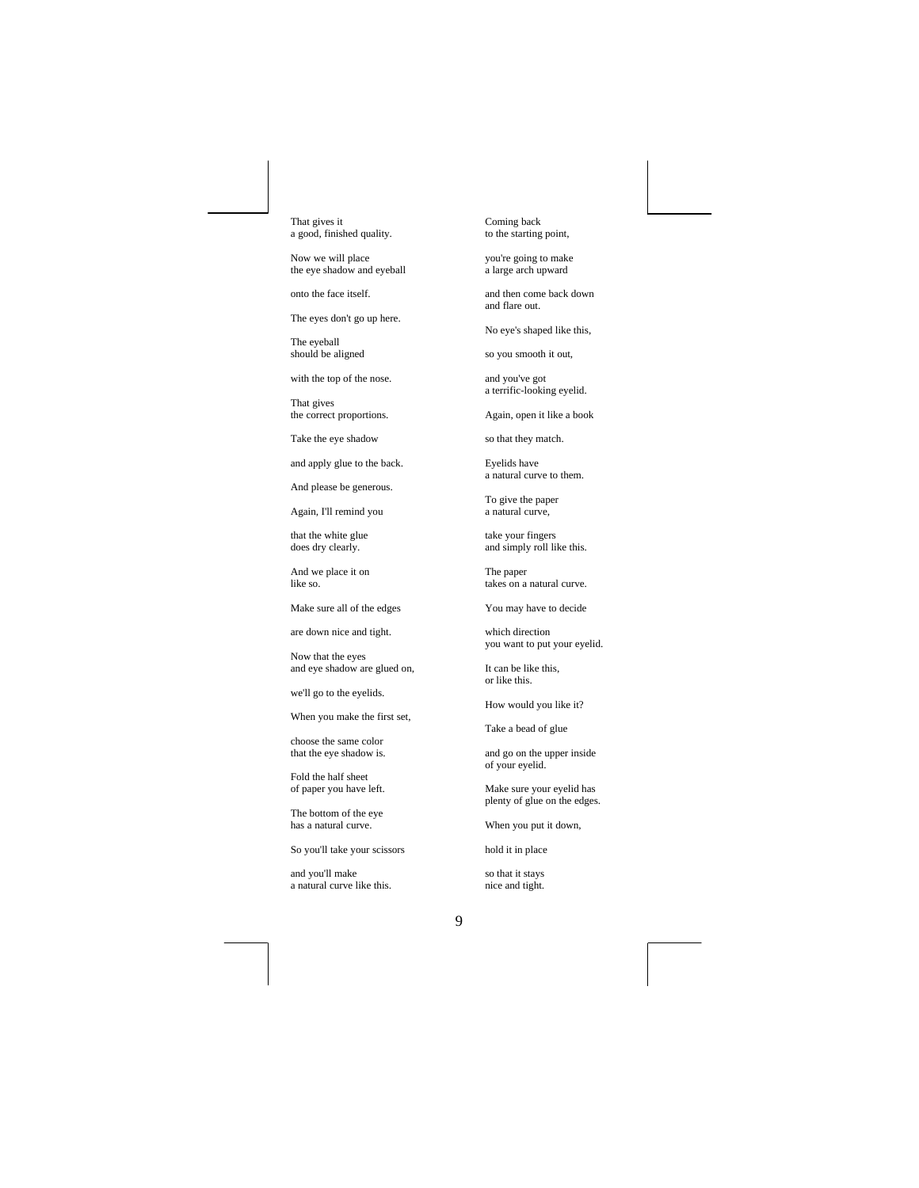That gives it
a good, finished quality.

Now we will place
the eye shadow and eyeball

onto the face itself.

The eyes don't go up here.

The eyeball
should be aligned

with the top of the nose.

That gives
the correct proportions.

Take the eye shadow

and apply glue to the back.

And please be generous.

Again, I'll remind you

that the white glue
does dry clearly.

And we place it on
like so.

Make sure all of the edges

are down nice and tight.

Now that the eyes
and eye shadow are glued on,

we'll go to the eyelids.

When you make the first set,

choose the same color
that the eye shadow is.

Fold the half sheet
of paper you have left.

The bottom of the eye
has a natural curve.

So you'll take your scissors

and you'll make
a natural curve like this.

Coming back
to the starting point,

you're going to make
a large arch upward

and then come back down
and flare out.

No eye's shaped like this,

so you smooth it out,

and you've got
a terrific-looking eyelid.

Again, open it like a book

so that they match.

Eyelids have
a natural curve to them.

To give the paper
a natural curve,

take your fingers
and simply roll like this.

The paper
takes on a natural curve.

You may have to decide

which direction
you want to put your eyelid.

It can be like this,
or like this.

How would you like it?

Take a bead of glue

and go on the upper inside
of your eyelid.

Make sure your eyelid has
plenty of glue on the edges.

When you put it down,

hold it in place

so that it stays
nice and tight.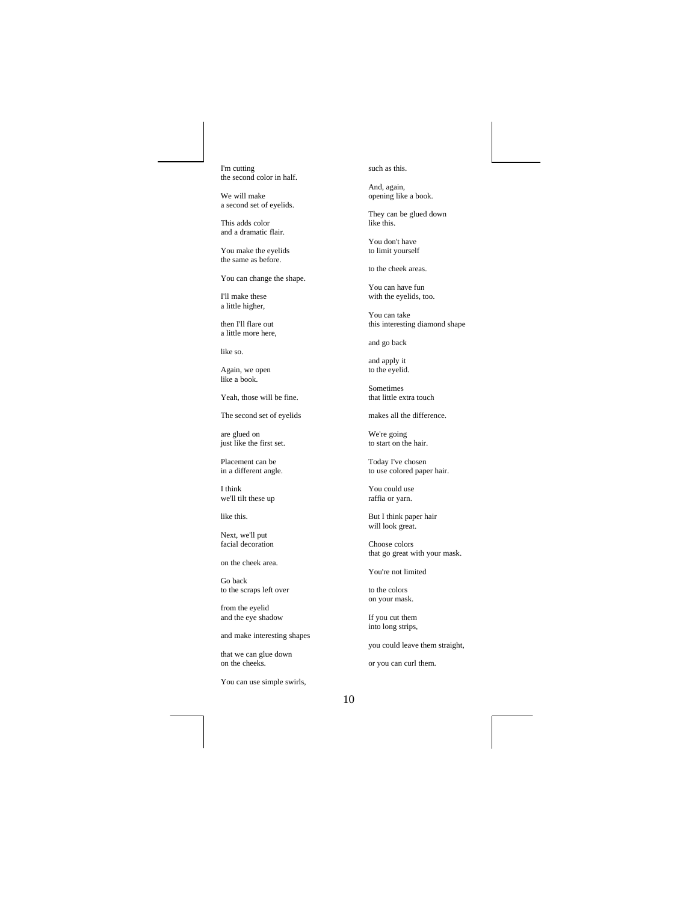I'm cutting
the second color in half.

We will make
a second set of eyelids.

This adds color
and a dramatic flair.

You make the eyelids
the same as before.

You can change the shape.

I'll make these
a little higher,

then I'll flare out
a little more here,

like so.

Again, we open
like a book.

Yeah, those will be fine.

The second set of eyelids

are glued on
just like the first set.

Placement can be
in a different angle.

I think
we'll tilt these up

like this.

Next, we'll put
facial decoration

on the cheek area.

Go back
to the scraps left over

from the eyelid
and the eye shadow

and make interesting shapes

that we can glue down
on the cheeks.

You can use simple swirls,

such as this.

And, again,
opening like a book.

They can be glued down
like this.

You don't have
to limit yourself

to the cheek areas.

You can have fun
with the eyelids, too.

You can take
this interesting diamond shape

and go back

and apply it
to the eyelid.

Sometimes
that little extra touch

makes all the difference.

We're going
to start on the hair.

Today I've chosen
to use colored paper hair.

You could use
raffia or yarn.

But I think paper hair
will look great.

Choose colors
that go great with your mask.

You're not limited

to the colors
on your mask.

If you cut them
into long strips,

you could leave them straight,

or you can curl them.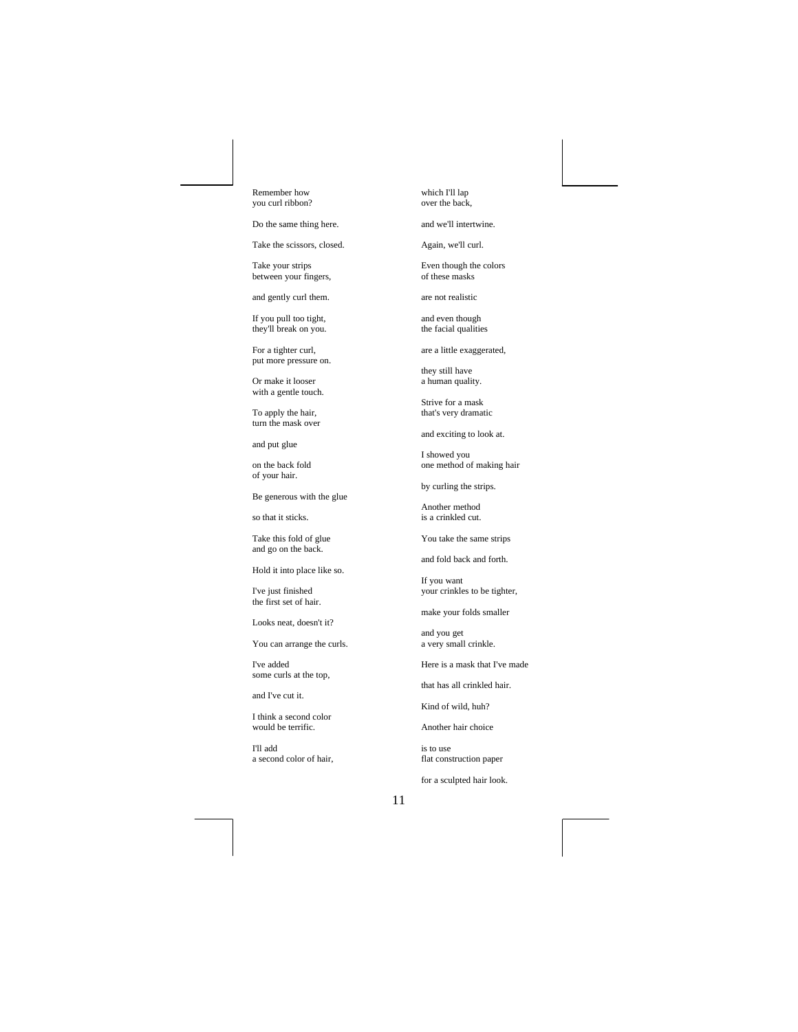Remember how
you curl ribbon?

Do the same thing here.

Take the scissors, closed.

Take your strips
between your fingers,

and gently curl them.

If you pull too tight,
they'll break on you.

For a tighter curl,
put more pressure on.

Or make it looser
with a gentle touch.

To apply the hair,
turn the mask over

and put glue

on the back fold
of your hair.

Be generous with the glue

so that it sticks.

Take this fold of glue
and go on the back.

Hold it into place like so.

I've just finished
the first set of hair.

Looks neat, doesn't it?

You can arrange the curls.

I've added
some curls at the top,

and I've cut it.

I think a second color
would be terrific.

I'll add
a second color of hair,

which I'll lap
over the back,

and we'll intertwine.

Again, we'll curl.

Even though the colors
of these masks

are not realistic

and even though
the facial qualities

are a little exaggerated,

they still have
a human quality.

Strive for a mask
that's very dramatic

and exciting to look at.

I showed you
one method of making hair

by curling the strips.

Another method
is a crinkled cut.

You take the same strips

and fold back and forth.

If you want
your crinkles to be tighter,

make your folds smaller

and you get
a very small crinkle.

Here is a mask that I've made

that has all crinkled hair.

Kind of wild, huh?

Another hair choice

is to use
flat construction paper

for a sculpted hair look.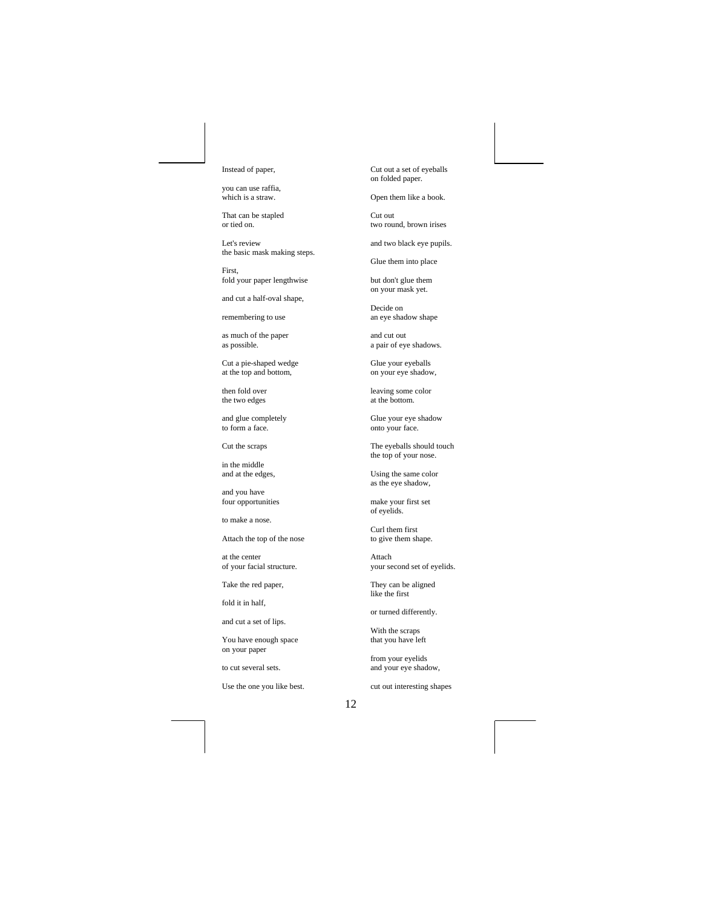Instead of paper,

you can use raffia,
which is a straw.

That can be stapled
or tied on.

Let's review
the basic mask making steps.

First,
fold your paper lengthwise

and cut a half-oval shape,

remembering to use

as much of the paper
as possible.

Cut a pie-shaped wedge
at the top and bottom,

then fold over
the two edges

and glue completely
to form a face.

Cut the scraps

in the middle
and at the edges,

and you have
four opportunities

to make a nose.

Attach the top of the nose

at the center
of your facial structure.

Take the red paper,

fold it in half,

and cut a set of lips.

You have enough space
on your paper

to cut several sets.

Use the one you like best.

Cut out a set of eyeballs
on folded paper.

Open them like a book.

Cut out
two round, brown irises

and two black eye pupils.

Glue them into place

but don't glue them
on your mask yet.

Decide on
an eye shadow shape

and cut out
a pair of eye shadows.

Glue your eyeballs
on your eye shadow,

leaving some color
at the bottom.

Glue your eye shadow
onto your face.

The eyeballs should touch
the top of your nose.

Using the same color
as the eye shadow,

make your first set
of eyelids.

Curl them first
to give them shape.

Attach
your second set of eyelids.

They can be aligned
like the first

or turned differently.

With the scraps
that you have left

from your eyelids
and your eye shadow,

cut out interesting shapes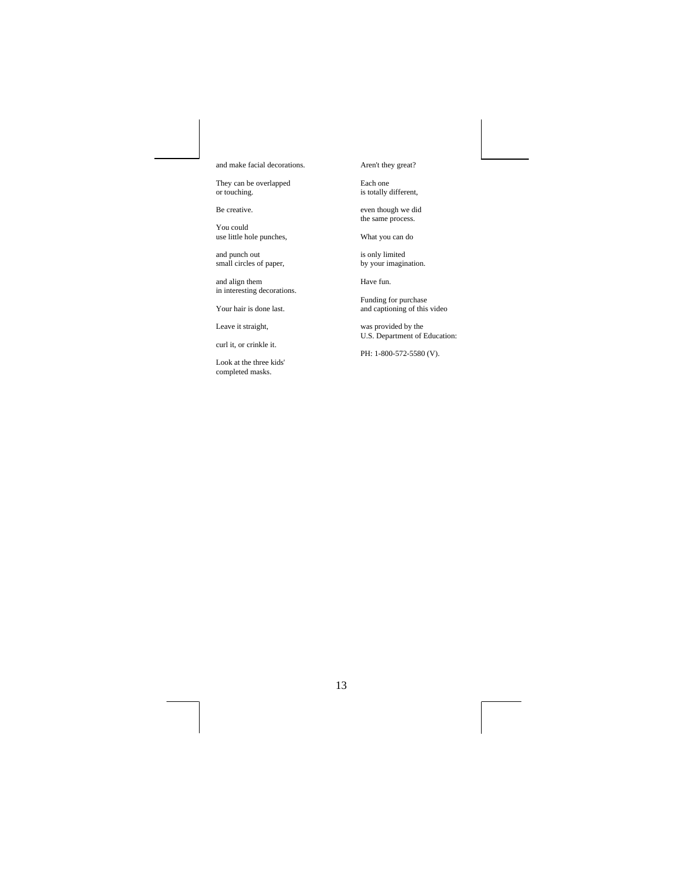and make facial decorations.

They can be overlapped
or touching.

Be creative.

You could
use little hole punches,

and punch out
small circles of paper,

and align them
in interesting decorations.

Your hair is done last.

Leave it straight,

curl it, or crinkle it.

Look at the three kids'
completed masks.

Aren't they great?

Each one
is totally different,

even though we did
the same process.

What you can do

is only limited
by your imagination.

Have fun.

Funding for purchase
and captioning of this video

was provided by the
U.S. Department of Education:

PH: 1-800-572-5580 (V).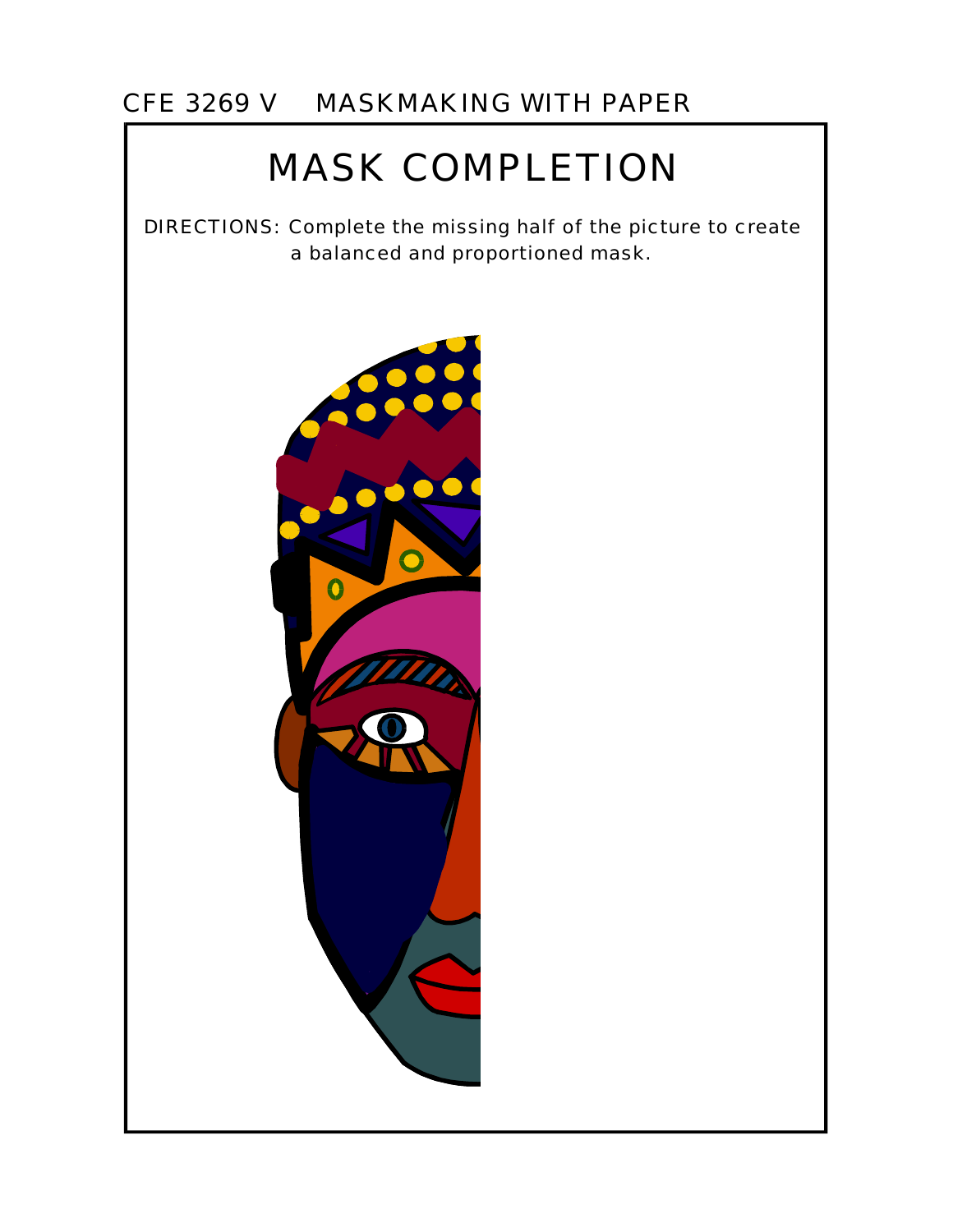CFE 3269 V MASKMAKING WITH PAPER

# MASK COMPLETION

DIRECTIONS: Complete the missing half of the picture to create a balanced and proportioned mask.